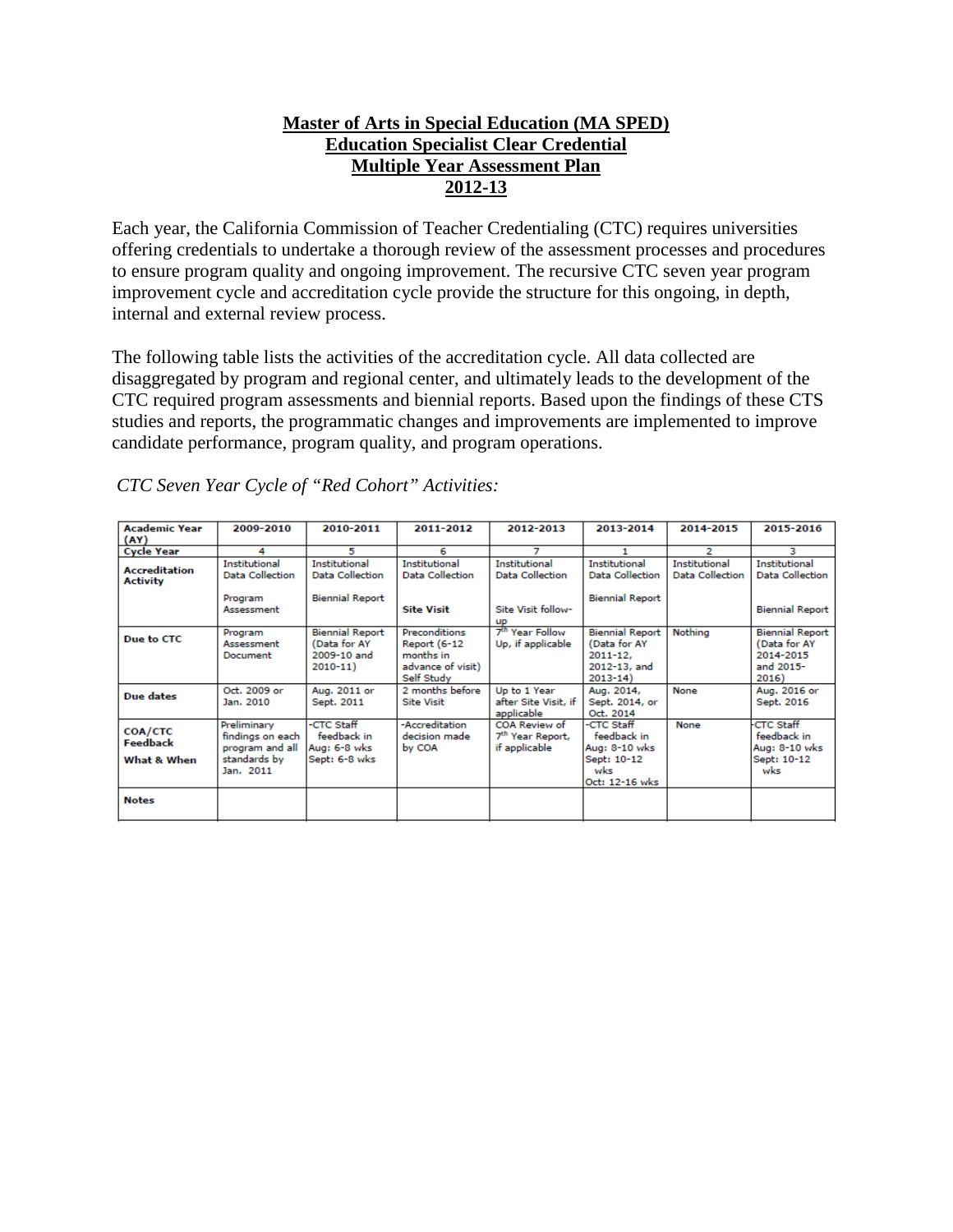**Master of Arts in Special Education (MA SPED)**
**Education Specialist Clear Credential**
**Multiple Year Assessment Plan**
**2012-13**

Each year, the California Commission of Teacher Credentialing (CTC) requires universities offering credentials to undertake a thorough review of the assessment processes and procedures to ensure program quality and ongoing improvement. The recursive CTC seven year program improvement cycle and accreditation cycle provide the structure for this ongoing, in depth, internal and external review process.

The following table lists the activities of the accreditation cycle. All data collected are disaggregated by program and regional center, and ultimately leads to the development of the CTC required program assessments and biennial reports. Based upon the findings of these CTS studies and reports, the programmatic changes and improvements are implemented to improve candidate performance, program quality, and program operations.

*CTC Seven Year Cycle of "Red Cohort" Activities:*

| Academic Year (AY) | 2009-2010 | 2010-2011 | 2011-2012 | 2012-2013 | 2013-2014 | 2014-2015 | 2015-2016 |
|---|---|---|---|---|---|---|---|
| Cycle Year | 4 | 5 | 6 | 7 | 1 | 2 | 3 |
| Accreditation Activity | Institutional Data Collection<br><br>Program Assessment | Institutional Data Collection<br><br>Biennial Report | Institutional Data Collection<br><br>**Site Visit** | Institutional Data Collection<br><br>Site Visit follow-up | Institutional Data Collection<br><br>Biennial Report | Institutional Data Collection | Institutional Data Collection<br><br>Biennial Report |
| Due to CTC | Program Assessment Document | Biennial Report (Data for AY 2009-10 and 2010-11) | Preconditions Report (6-12 months in advance of visit) Self Study | 7th Year Follow Up, if applicable | Biennial Report (Data for AY 2011-12, 2012-13, and 2013-14) | Nothing | Biennial Report (Data for AY 2014-2015 and 2015-2016) |
| Due dates | Oct. 2009 or Jan. 2010 | Aug. 2011 or Sept. 2011 | 2 months before Site Visit | Up to 1 Year after Site Visit, if applicable | Aug. 2014, Sept. 2014, or Oct. 2014 | None | Aug. 2016 or Sept. 2016 |
| COA/CTC Feedback<br><br>What & When | Preliminary findings on each program and all standards by Jan. 2011 | -CTC Staff feedback in Aug: 6-8 wks Sept: 6-8 wks | -Accreditation decision made by COA | COA Review of 7th Year Report, if applicable | -CTC Staff feedback in Aug: 8-10 wks Sept: 10-12 wks Oct: 12-16 wks | None | -CTC Staff feedback in Aug: 8-10 wks Sept: 10-12 wks |
| Notes | | | | | | | |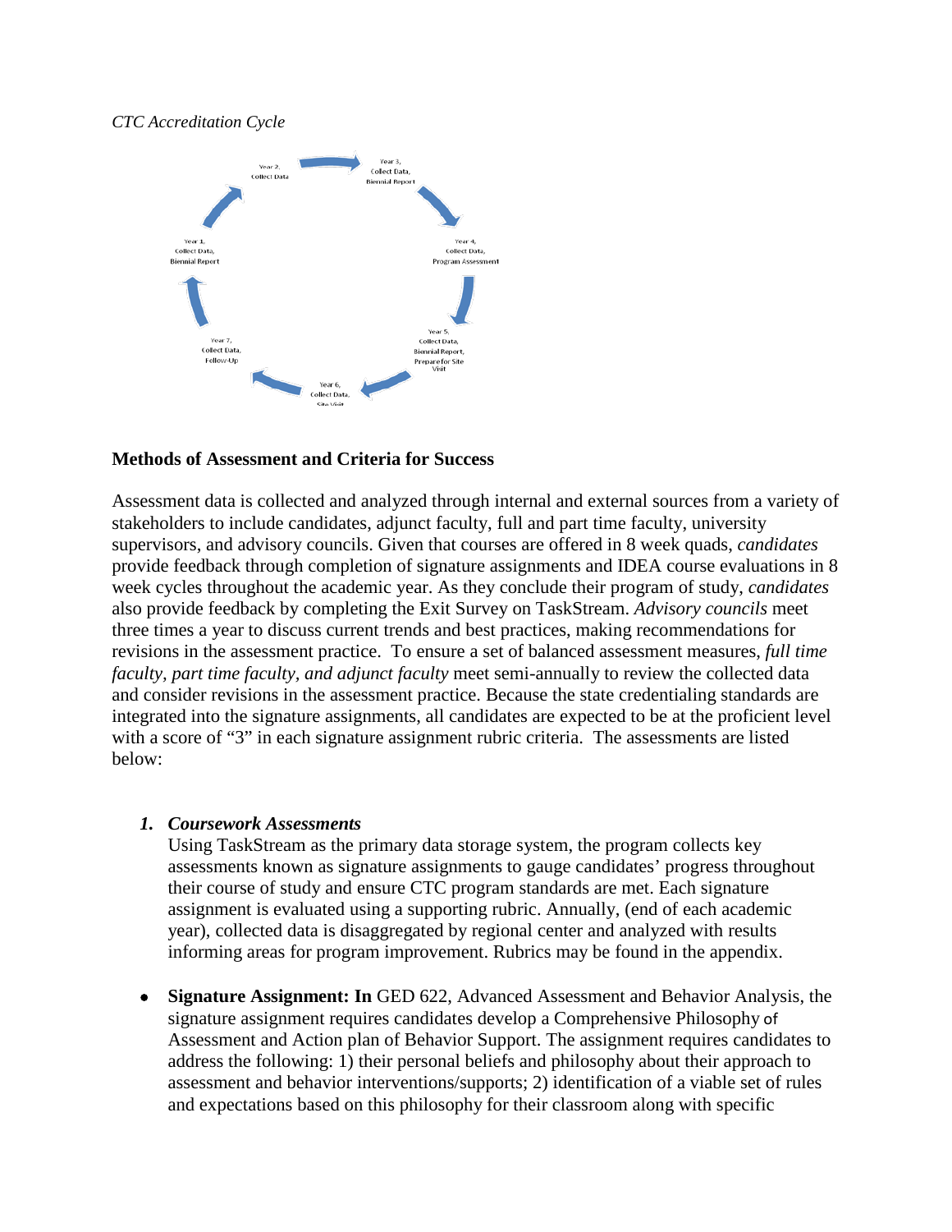*CTC Accreditation Cycle*

Year 1, Collect Data, Biennial Report

Year 2, Collect Data

Year 3, Collect Data, Biennial Report

Year 4, Collect Data, Program Assessment

Year 5, Collect Data, Biennial Report, Prepare for Site Visit

Year 6, Collect Data, Site Visit

Year 7, Collect Data, Follow-Up

**Methods of Assessment and Criteria for Success**

Assessment data is collected and analyzed through internal and external sources from a variety of stakeholders to include candidates, adjunct faculty, full and part time faculty, university supervisors, and advisory councils. Given that courses are offered in 8 week quads, *candidates* provide feedback through completion of signature assignments and IDEA course evaluations in 8 week cycles throughout the academic year. As they conclude their program of study, *candidates* also provide feedback by completing the Exit Survey on TaskStream. *Advisory councils* meet three times a year to discuss current trends and best practices, making recommendations for revisions in the assessment practice. To ensure a set of balanced assessment measures, *full time faculty, part time faculty, and adjunct faculty* meet semi-annually to review the collected data and consider revisions in the assessment practice. Because the state credentialing standards are integrated into the signature assignments, all candidates are expected to be at the proficient level with a score of "3" in each signature assignment rubric criteria. The assessments are listed below:

1. ***Coursework Assessments***
   Using TaskStream as the primary data storage system, the program collects key assessments known as signature assignments to gauge candidates' progress throughout their course of study and ensure CTC program standards are met. Each signature assignment is evaluated using a supporting rubric. Annually, (end of each academic year), collected data is disaggregated by regional center and analyzed with results informing areas for program improvement. Rubrics may be found in the appendix.

- **Signature Assignment: In** GED 622, Advanced Assessment and Behavior Analysis, the signature assignment requires candidates develop a Comprehensive Philosophy of Assessment and Action plan of Behavior Support. The assignment requires candidates to address the following: 1) their personal beliefs and philosophy about their approach to assessment and behavior interventions/supports; 2) identification of a viable set of rules and expectations based on this philosophy for their classroom along with specific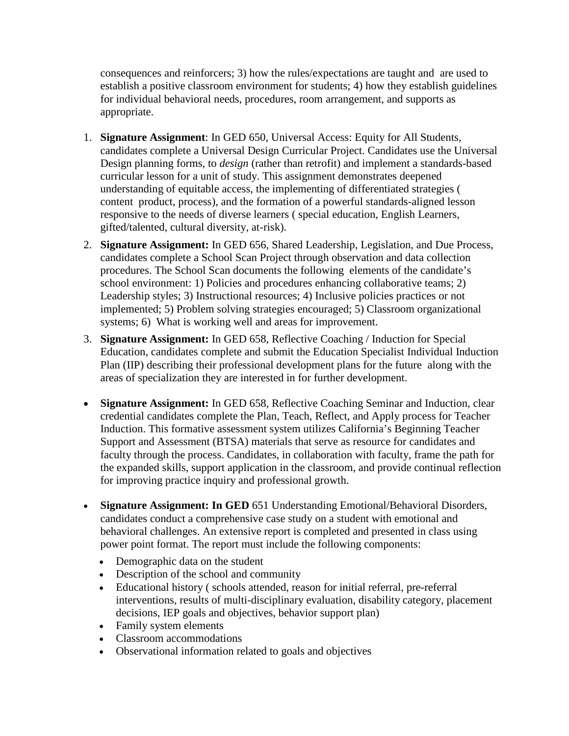consequences and reinforcers; 3) how the rules/expectations are taught and are used to establish a positive classroom environment for students; 4) how they establish guidelines for individual behavioral needs, procedures, room arrangement, and supports as appropriate.

1. **Signature Assignment**: In GED 650, Universal Access: Equity for All Students, candidates complete a Universal Design Curricular Project. Candidates use the Universal Design planning forms, to *design* (rather than retrofit) and implement a standards-based curricular lesson for a unit of study. This assignment demonstrates deepened understanding of equitable access, the implementing of differentiated strategies ( content product, process), and the formation of a powerful standards-aligned lesson responsive to the needs of diverse learners ( special education, English Learners, gifted/talented, cultural diversity, at-risk).
2. **Signature Assignment:** In GED 656, Shared Leadership, Legislation, and Due Process, candidates complete a School Scan Project through observation and data collection procedures. The School Scan documents the following elements of the candidate's school environment: 1) Policies and procedures enhancing collaborative teams; 2) Leadership styles; 3) Instructional resources; 4) Inclusive policies practices or not implemented; 5) Problem solving strategies encouraged; 5) Classroom organizational systems; 6) What is working well and areas for improvement.
3. **Signature Assignment:** In GED 658, Reflective Coaching / Induction for Special Education, candidates complete and submit the Education Specialist Individual Induction Plan (IIP) describing their professional development plans for the future along with the areas of specialization they are interested in for further development.

- **Signature Assignment:** In GED 658, Reflective Coaching Seminar and Induction, clear credential candidates complete the Plan, Teach, Reflect, and Apply process for Teacher Induction. This formative assessment system utilizes California's Beginning Teacher Support and Assessment (BTSA) materials that serve as resource for candidates and faculty through the process. Candidates, in collaboration with faculty, frame the path for the expanded skills, support application in the classroom, and provide continual reflection for improving practice inquiry and professional growth.

- **Signature Assignment: In GED** 651 Understanding Emotional/Behavioral Disorders, candidates conduct a comprehensive case study on a student with emotional and behavioral challenges. An extensive report is completed and presented in class using power point format. The report must include the following components:
  - Demographic data on the student
  - Description of the school and community
  - Educational history ( schools attended, reason for initial referral, pre-referral interventions, results of multi-disciplinary evaluation, disability category, placement decisions, IEP goals and objectives, behavior support plan)
  - Family system elements
  - Classroom accommodations
  - Observational information related to goals and objectives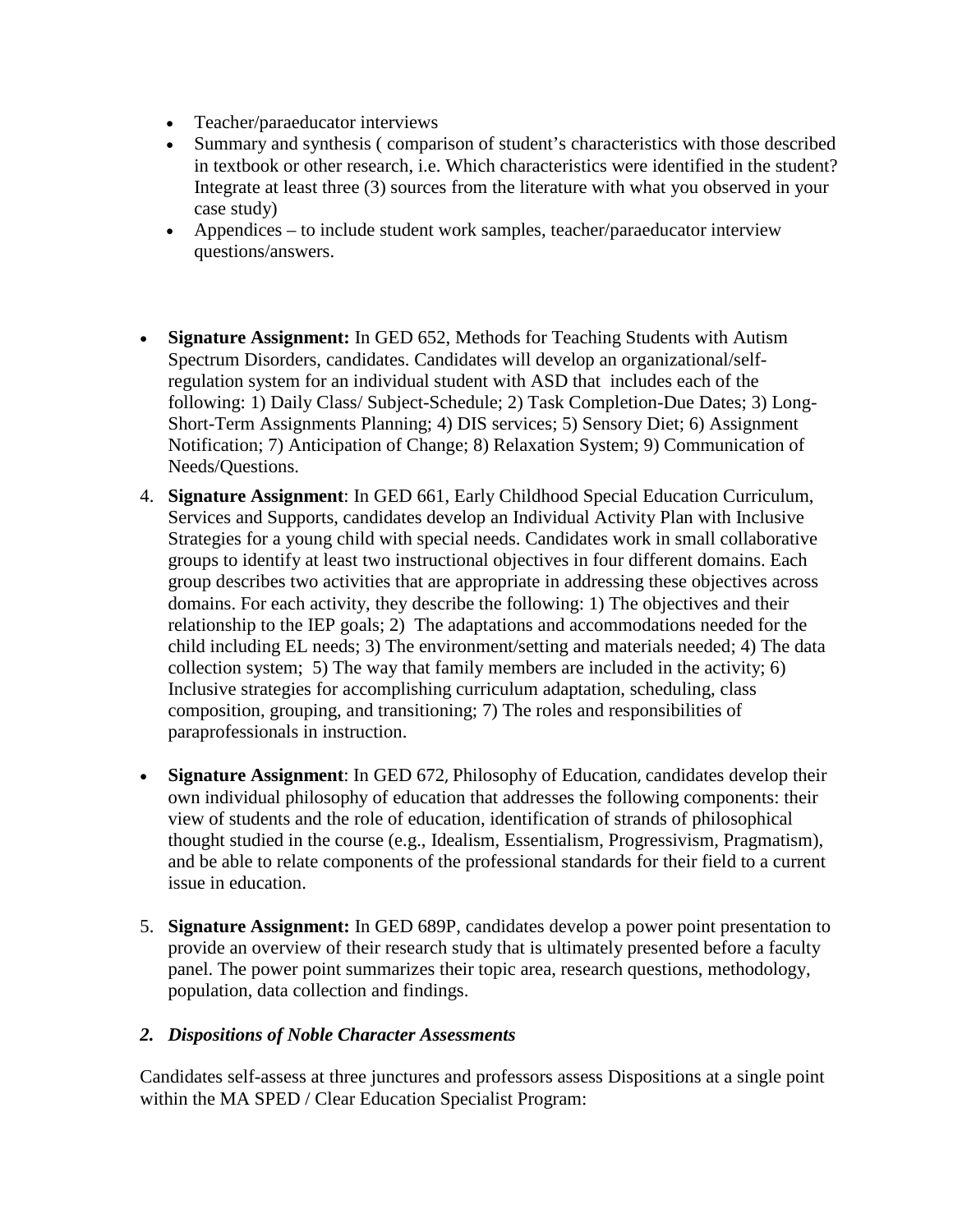- Teacher/paraeducator interviews
- Summary and synthesis ( comparison of student's characteristics with those described in textbook or other research, i.e. Which characteristics were identified in the student? Integrate at least three (3) sources from the literature with what you observed in your case study)
- Appendices – to include student work samples, teacher/paraeducator interview questions/answers.

- **Signature Assignment:** In GED 652, Methods for Teaching Students with Autism Spectrum Disorders, candidates. Candidates will develop an organizational/self-regulation system for an individual student with ASD that includes each of the following: 1) Daily Class/ Subject-Schedule; 2) Task Completion-Due Dates; 3) Long-Short-Term Assignments Planning; 4) DIS services; 5) Sensory Diet; 6) Assignment Notification; 7) Anticipation of Change; 8) Relaxation System; 9) Communication of Needs/Questions.

4. **Signature Assignment**: In GED 661, Early Childhood Special Education Curriculum, Services and Supports, candidates develop an Individual Activity Plan with Inclusive Strategies for a young child with special needs. Candidates work in small collaborative groups to identify at least two instructional objectives in four different domains. Each group describes two activities that are appropriate in addressing these objectives across domains. For each activity, they describe the following: 1) The objectives and their relationship to the IEP goals; 2) The adaptations and accommodations needed for the child including EL needs; 3) The environment/setting and materials needed; 4) The data collection system; 5) The way that family members are included in the activity; 6) Inclusive strategies for accomplishing curriculum adaptation, scheduling, class composition, grouping, and transitioning; 7) The roles and responsibilities of paraprofessionals in instruction.

- **Signature Assignment**: In GED 672, Philosophy of Education, candidates develop their own individual philosophy of education that addresses the following components: their view of students and the role of education, identification of strands of philosophical thought studied in the course (e.g., Idealism, Essentialism, Progressivism, Pragmatism), and be able to relate components of the professional standards for their field to a current issue in education.

5. **Signature Assignment:** In GED 689P, candidates develop a power point presentation to provide an overview of their research study that is ultimately presented before a faculty panel. The power point summarizes their topic area, research questions, methodology, population, data collection and findings.

## *2. Dispositions of Noble Character Assessments*

Candidates self-assess at three junctures and professors assess Dispositions at a single point within the MA SPED / Clear Education Specialist Program: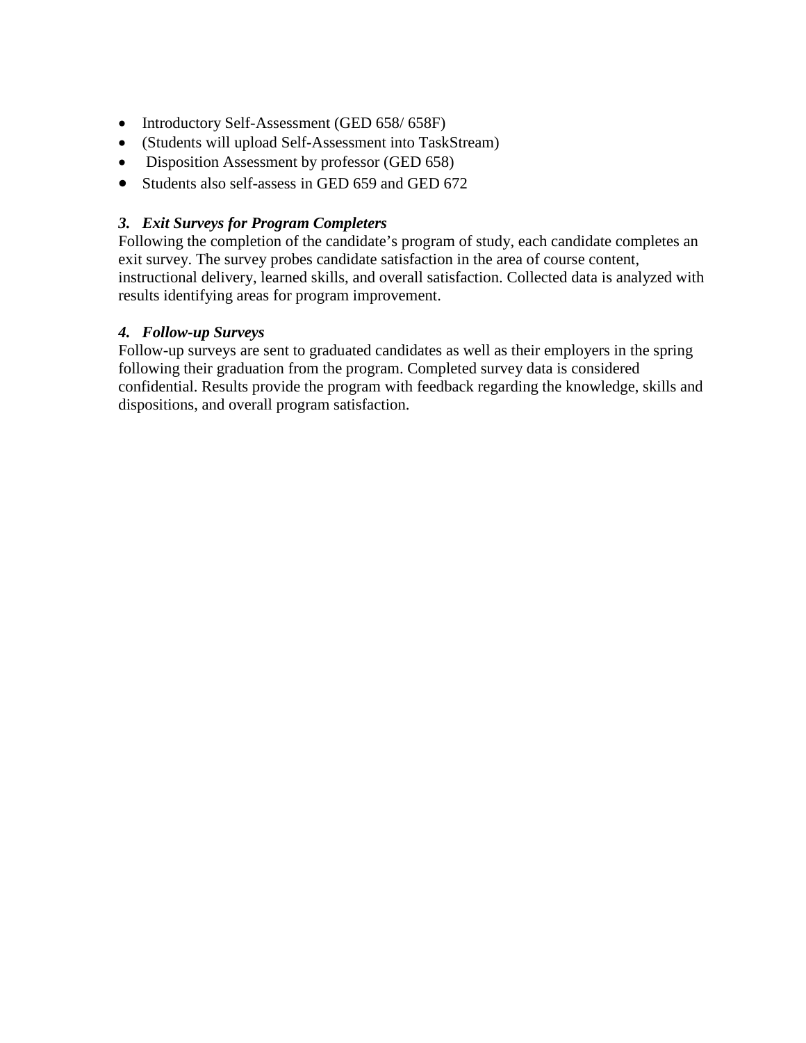- Introductory Self-Assessment (GED 658/ 658F)
- (Students will upload Self-Assessment into TaskStream)
- Disposition Assessment by professor (GED 658)
- Students also self-assess in GED 659 and GED 672

### 3. *Exit Surveys for Program Completers*

Following the completion of the candidate's program of study, each candidate completes an exit survey. The survey probes candidate satisfaction in the area of course content, instructional delivery, learned skills, and overall satisfaction. Collected data is analyzed with results identifying areas for program improvement.

### 4. *Follow-up Surveys*

Follow-up surveys are sent to graduated candidates as well as their employers in the spring following their graduation from the program. Completed survey data is considered confidential. Results provide the program with feedback regarding the knowledge, skills and dispositions, and overall program satisfaction.